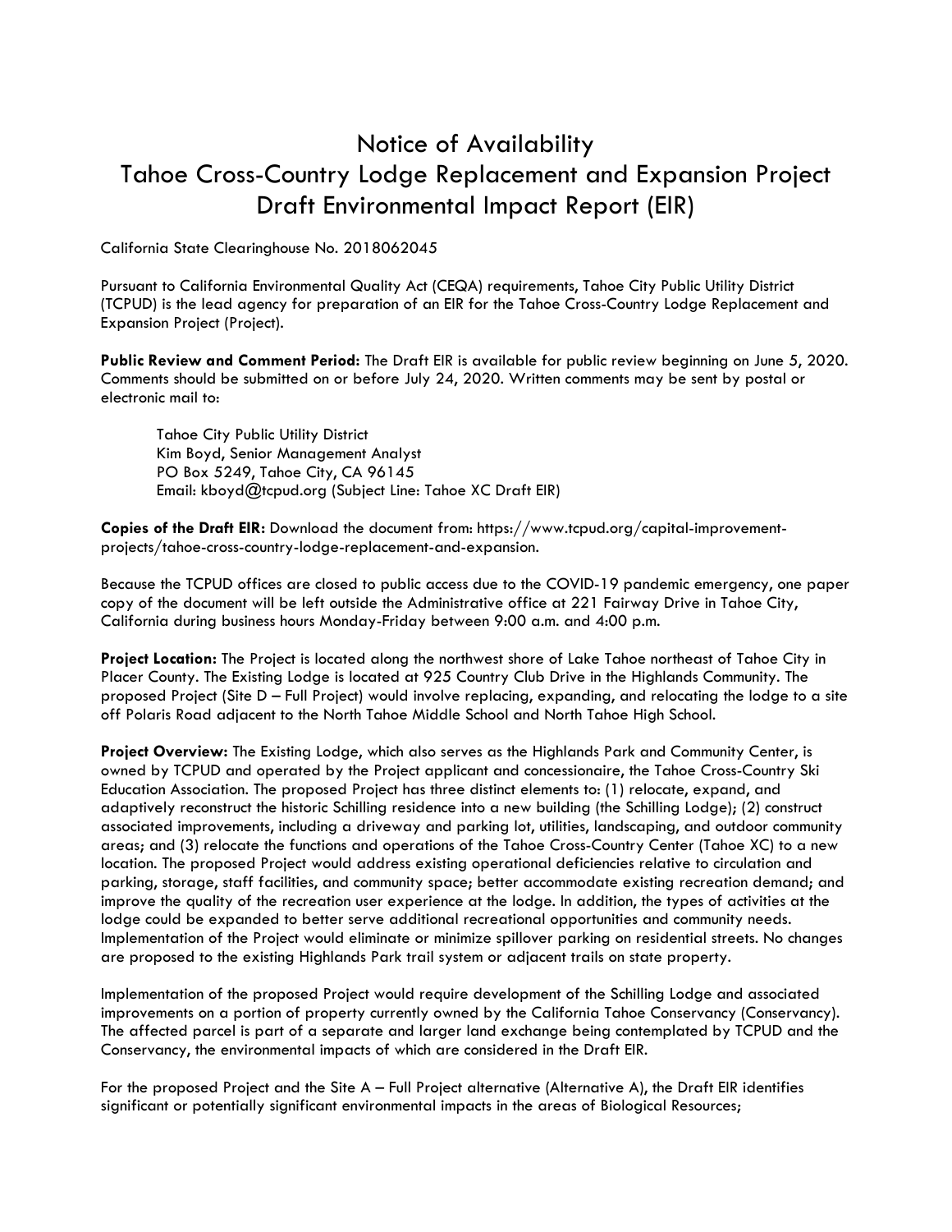# Notice of Availability
# Tahoe Cross-Country Lodge Replacement and Expansion Project
# Draft Environmental Impact Report (EIR)

California State Clearinghouse No. 2018062045

Pursuant to California Environmental Quality Act (CEQA) requirements, Tahoe City Public Utility District (TCPUD) is the lead agency for preparation of an EIR for the Tahoe Cross-Country Lodge Replacement and Expansion Project (Project).

**Public Review and Comment Period:** The Draft EIR is available for public review beginning on June 5, 2020. Comments should be submitted on or before July 24, 2020. Written comments may be sent by postal or electronic mail to:

> Tahoe City Public Utility District
> Kim Boyd, Senior Management Analyst
> PO Box 5249, Tahoe City, CA 96145
> Email: kboyd@tcpud.org (Subject Line: Tahoe XC Draft EIR)

**Copies of the Draft EIR:** Download the document from: https://www.tcpud.org/capital-improvement-projects/tahoe-cross-country-lodge-replacement-and-expansion.

Because the TCPUD offices are closed to public access due to the COVID-19 pandemic emergency, one paper copy of the document will be left outside the Administrative office at 221 Fairway Drive in Tahoe City, California during business hours Monday-Friday between 9:00 a.m. and 4:00 p.m.

**Project Location:** The Project is located along the northwest shore of Lake Tahoe northeast of Tahoe City in Placer County. The Existing Lodge is located at 925 Country Club Drive in the Highlands Community. The proposed Project (Site D – Full Project) would involve replacing, expanding, and relocating the lodge to a site off Polaris Road adjacent to the North Tahoe Middle School and North Tahoe High School.

**Project Overview:** The Existing Lodge, which also serves as the Highlands Park and Community Center, is owned by TCPUD and operated by the Project applicant and concessionaire, the Tahoe Cross-Country Ski Education Association. The proposed Project has three distinct elements to: (1) relocate, expand, and adaptively reconstruct the historic Schilling residence into a new building (the Schilling Lodge); (2) construct associated improvements, including a driveway and parking lot, utilities, landscaping, and outdoor community areas; and (3) relocate the functions and operations of the Tahoe Cross-Country Center (Tahoe XC) to a new location. The proposed Project would address existing operational deficiencies relative to circulation and parking, storage, staff facilities, and community space; better accommodate existing recreation demand; and improve the quality of the recreation user experience at the lodge. In addition, the types of activities at the lodge could be expanded to better serve additional recreational opportunities and community needs. Implementation of the Project would eliminate or minimize spillover parking on residential streets. No changes are proposed to the existing Highlands Park trail system or adjacent trails on state property.

Implementation of the proposed Project would require development of the Schilling Lodge and associated improvements on a portion of property currently owned by the California Tahoe Conservancy (Conservancy). The affected parcel is part of a separate and larger land exchange being contemplated by TCPUD and the Conservancy, the environmental impacts of which are considered in the Draft EIR.

For the proposed Project and the Site A – Full Project alternative (Alternative A), the Draft EIR identifies significant or potentially significant environmental impacts in the areas of Biological Resources;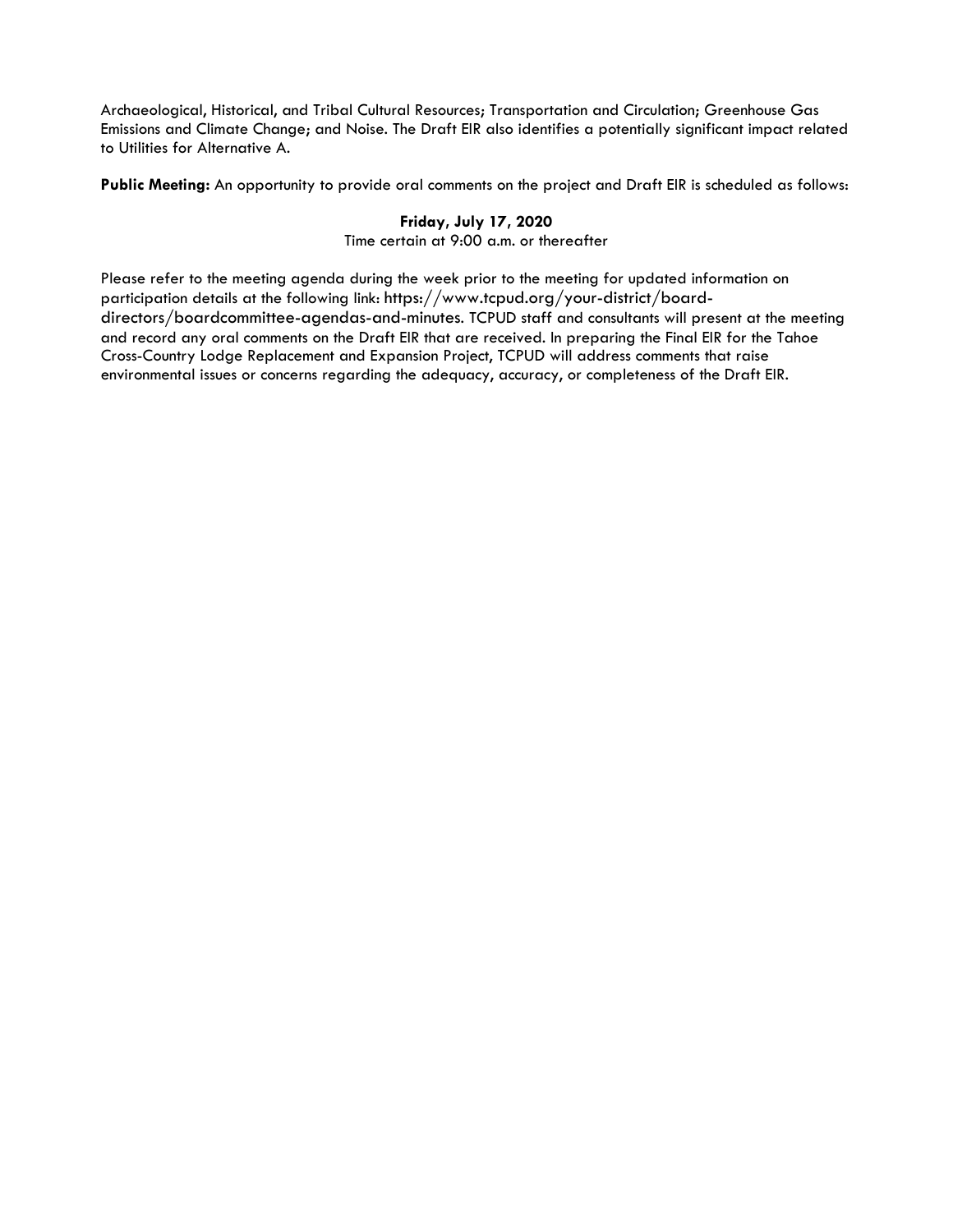Archaeological, Historical, and Tribal Cultural Resources; Transportation and Circulation; Greenhouse Gas Emissions and Climate Change; and Noise. The Draft EIR also identifies a potentially significant impact related to Utilities for Alternative A.

**Public Meeting:** An opportunity to provide oral comments on the project and Draft EIR is scheduled as follows:

**Friday, July 17, 2020**
Time certain at 9:00 a.m. or thereafter

Please refer to the meeting agenda during the week prior to the meeting for updated information on participation details at the following link: https://www.tcpud.org/your-district/board-directors/boardcommittee-agendas-and-minutes. TCPUD staff and consultants will present at the meeting and record any oral comments on the Draft EIR that are received. In preparing the Final EIR for the Tahoe Cross-Country Lodge Replacement and Expansion Project, TCPUD will address comments that raise environmental issues or concerns regarding the adequacy, accuracy, or completeness of the Draft EIR.